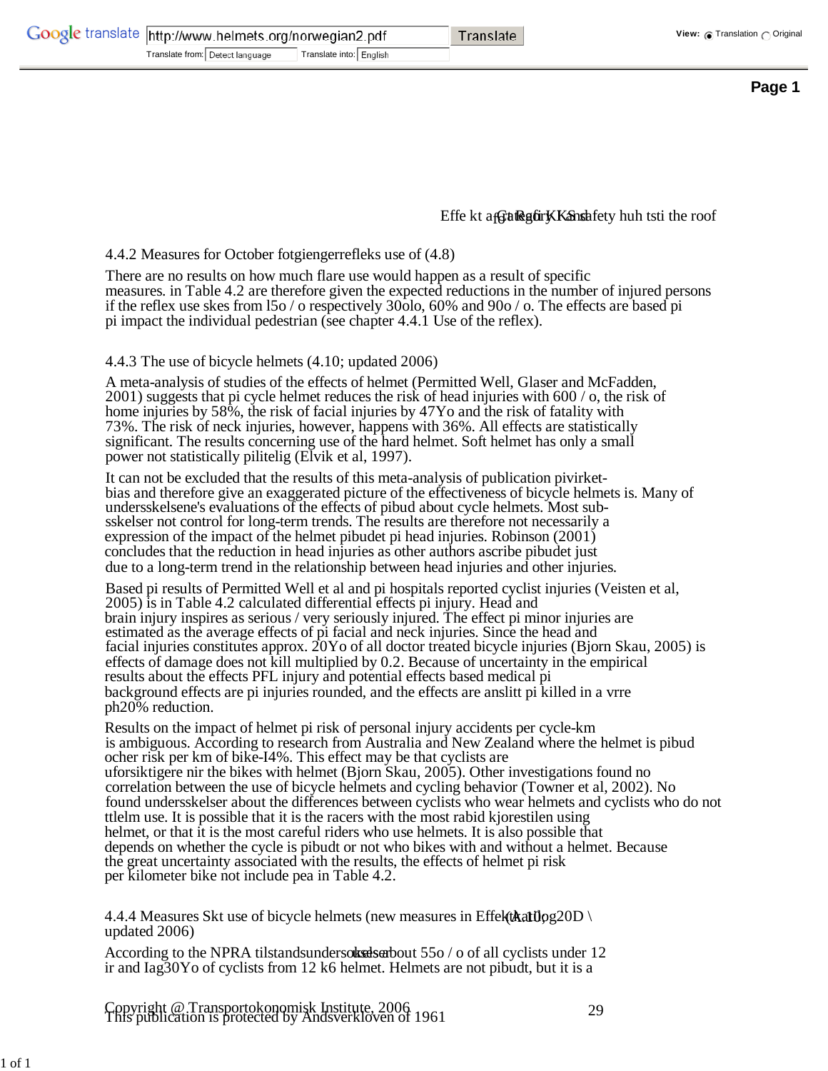4.4.2 Measures for October fotgiengerrefleks use of (4.8)

There are no results on how much flare use would happen as a result of specific measures. in Table 4.2 are therefore given the expected reductions in the number of injured persons if the reflex use skes from l5o / o respectively 30olo, 60% and 90o / o. The effects are based pi pi impact the individual pedestrian (see chapter 4.4.1 Use of the reflex).

4.4.3 The use of bicycle helmets (4.10; updated 2006)

A meta-analysis of studies of the effects of helmet (Permitted Well, Glaser and McFadden, 2001) suggests that pi cycle helmet reduces the risk of head injuries with 600 / o, the risk of home injuries by 58%, the risk of facial injuries by 47Yo and the risk of fatality with 73%. The risk of neck injuries, however, happens with 36%. All effects are statistically significant. The results concerning use of the hard helmet. Soft helmet has only a small power not statistically pilitelig (Elvik et al, 1997).

It can not be excluded that the results of this meta-analysis of publication pivirket-bias and therefore give an exaggerated picture of the effectiveness of bicycle helmets is. Many of undersskelsene's evaluations of the effects of pibud about cycle helmets. Most sub-sskelser not control for long-term trends. The results are therefore not necessarily a expression of the impact of the helmet pibudet pi head injuries. Robinson (2001) concludes that the reduction in head injuries as other authors ascribe pibudet just due to a long-term trend in the relationship between head injuries and other injuries.

Based pi results of Permitted Well et al and pi hospitals reported cyclist injuries (Veisten et al, 2005) is in Table 4.2 calculated differential effects pi injury. Head and brain injury inspires as serious / very seriously injured. The effect pi minor injuries are estimated as the average effects of pi facial and neck injuries. Since the head and facial injuries constitutes approx. 20Yo of all doctor treated bicycle injuries (Bjorn Skau, 2005) is effects of damage does not kill multiplied by 0.2. Because of uncertainty in the empirical results about the effects PFL injury and potential effects based medical pi background effects are pi injuries rounded, and the effects are anslitt pi killed in a vrre ph20% reduction.

Results on the impact of helmet pi risk of personal injury accidents per cycle-km is ambiguous. According to research from Australia and New Zealand where the helmet is pibud ocher risk per km of bike-I4%. This effect may be that cyclists are uforsiktigere nir the bikes with helmet (Bjorn Skau, 2005). Other investigations found no correlation between the use of bicycle helmets and cycling behavior (Towner et al, 2002). No found undersskelser about the differences between cyclists who wear helmets and cyclists who do not ttlelm use. It is possible that it is the racers with the most rabid kjorestilen using helmet, or that it is the most careful riders who use helmets. It is also possible that depends on whether the cycle is pibudt or not who bikes with and without a helmet. Because the great uncertainty associated with the results, the effects of helmet pi risk per kilometer bike not include pea in Table 4.2.

4.4.4 Measures Skt use of bicycle helmets (new measures in Effektkatalog20D \ (A 11; updated 2006)

According to the NPRA tilstandsundersokelser used about 55o / o of all cyclists under 12 ir and Iag30Yo of cyclists from 12 k6 helmet. Helmets are not pibudt, but it is a

Copyright @ Transportokonomisk Institute, 2006
This publication is protected by Andsverkloven of 1961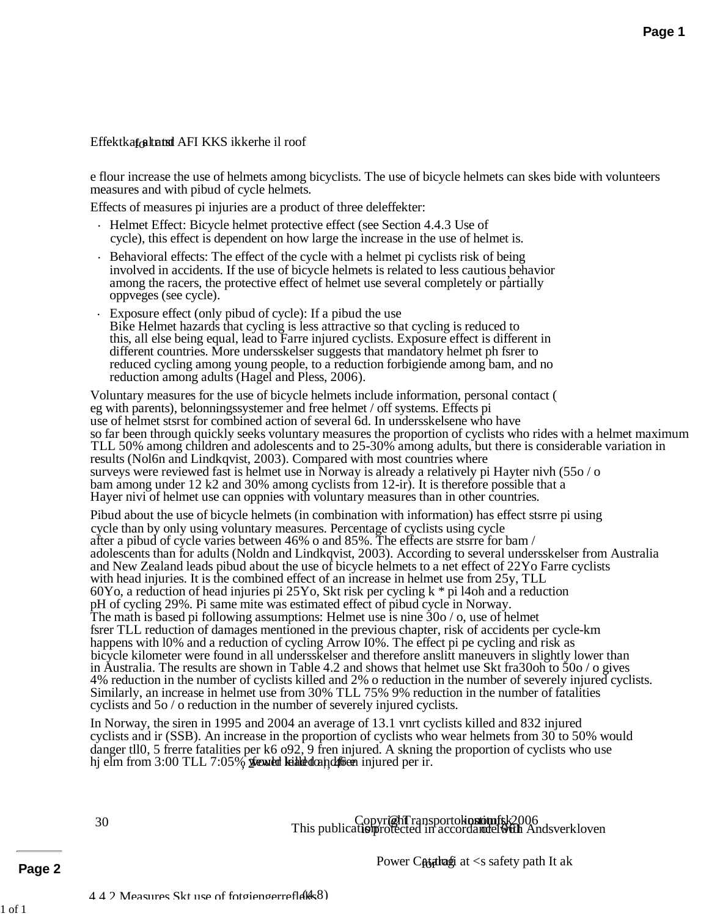Effektkatalog tatfor AFI KKS ikkerhe il roof

e flour increase the use of helmets among bicyclists. The use of bicycle helmets can skes bide with volunteers measures and with pibud of cycle helmets.

Effects of measures pi injuries are a product of three deleffekter:

- Helmet Effect: Bicycle helmet protective effect (see Section 4.4.3 Use of cycle), this effect is dependent on how large the increase in the use of helmet is.
- Behavioral effects: The effect of the cycle with a helmet pi cyclists risk of being involved in accidents. If the use of bicycle helmets is related to less cautious behavior among the racers, the protective effect of helmet use several completely or partially oppveges (see cycle).
- Exposure effect (only pibud of cycle): If a pibud the use Bike Helmet hazards that cycling is less attractive so that cycling is reduced to this, all else being equal, lead to Farre injured cyclists. Exposure effect is different in different countries. More undersskelser suggests that mandatory helmet ph fsrer to reduced cycling among young people, to a reduction forbigiende among bam, and no reduction among adults (Hagel and Pless, 2006).

Voluntary measures for the use of bicycle helmets include information, personal contact ( eg with parents), belonningssystemer and free helmet / off systems. Effects pi use of helmet stsrst for combined action of several 6d. In undersskelsene who have so far been through quickly seeks voluntary measures the proportion of cyclists who rides with a helmet maximum TLL 50% among children and adolescents and to 25-30% among adults, but there is considerable variation in results (Nol6n and Lindkqvist, 2003). Compared with most countries where surveys were reviewed fast is helmet use in Norway is already a relatively pi Hayter nivh (55o / o bam among under 12 k2 and 30% among cyclists from 12-ir). It is therefore possible that a Hayer nivi of helmet use can oppnies with voluntary measures than in other countries.

Pibud about the use of bicycle helmets (in combination with information) has effect stsrre pi using cycle than by only using voluntary measures. Percentage of cyclists using cycle after a pibud of cycle varies between 46% o and 85%. The effects are stsrre for bam / adolescents than for adults (Noldn and Lindkqvist, 2003). According to several undersskelser from Australia and New Zealand leads pibud about the use of bicycle helmets to a net effect of 22Yo Farre cyclists with head injuries. It is the combined effect of an increase in helmet use from 25y, TLL 60Yo, a reduction of head injuries pi 25Yo, Skt risk per cycling k * pi l4oh and a reduction pH of cycling 29%. Pi same mite was estimated effect of pibud cycle in Norway. The math is based pi following assumptions: Helmet use is nine 30o / o, use of helmet fsrer TLL reduction of damages mentioned in the previous chapter, risk of accidents per cycle-km happens with l0% and a reduction of cycling Arrow I0%. The effect pi pe cycling and risk as bicycle kilometer were found in all undersskelser and therefore anslitt maneuvers in slightly lower than in Australia. The results are shown in Table 4.2 and shows that helmet use Skt fra30oh to 50o / o gives 4% reduction in the number of cyclists killed and 2% o reduction in the number of severely injured cyclists. Similarly, an increase in helmet use from 30% TLL 75% 9% reduction in the number of fatalities cyclists and 5o / o reduction in the number of severely injured cyclists.

In Norway, the siren in 1995 and 2004 an average of 13.1 vnrt cyclists killed and 832 injured cyclists and ir (SSB). An increase in the proportion of cyclists who wear helmets from 30 to 50% would danger tll0, 5 frerre fatalities per k6 o92, 9 fren injured. A skning the proportion of cyclists who use hj elm from 3:00 TLL 7:05% would lead to 1, 2 fewer killed and 46 en injured per ir.

Copyright @ Transportokonomisk institutt 2006
This publication is protected in accordance with Andsverkloven of 1961

Power Catalog for at <s safety path It ak

4.4.2 Measures Skt use of fotgjengerrefleks (4.8)